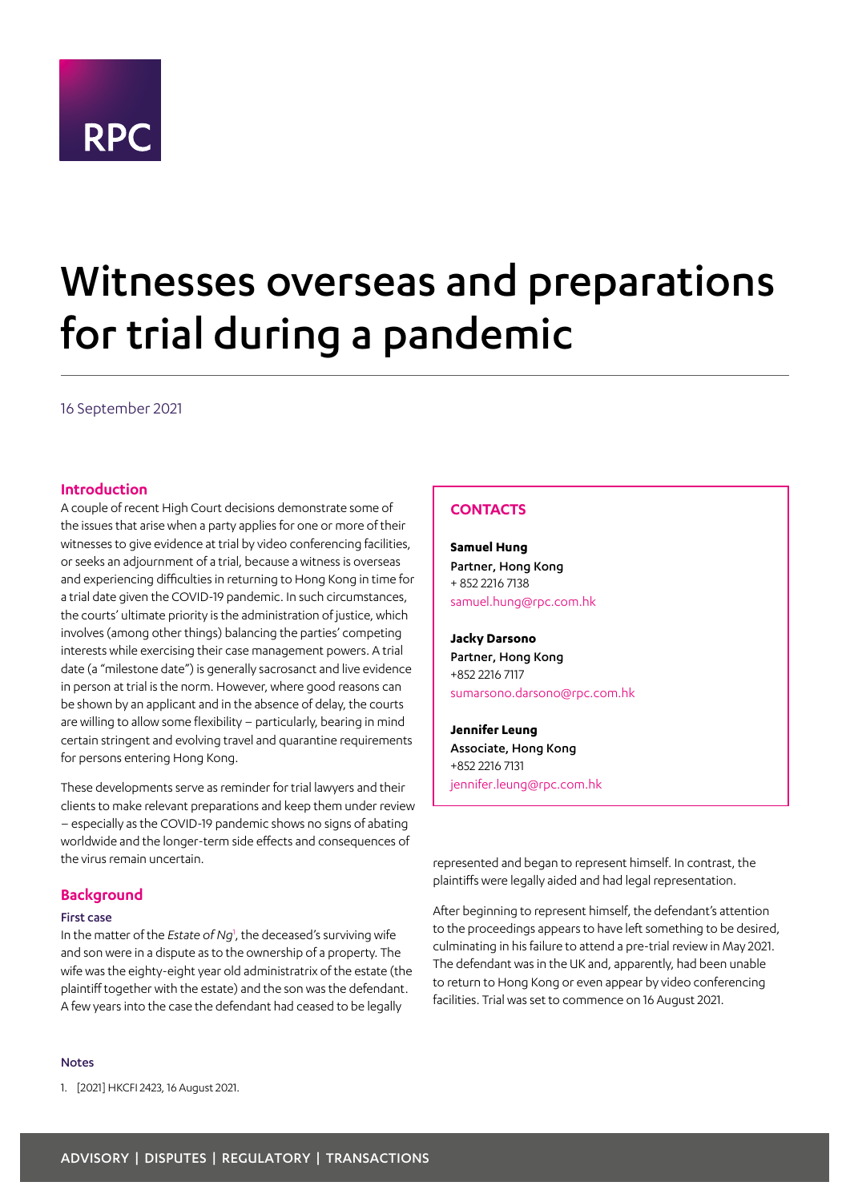RPC

# Witnesses overseas and preparations for trial during a pandemic

16 September 2021

## Introduction

A couple of recent High Court decisions demonstrate some of the issues that arise when a party applies for one or more of their witnesses to give evidence at trial by video conferencing facilities, or seeks an adjournment of a trial, because a witness is overseas and experiencing difficulties in returning to Hong Kong in time for a trial date given the COVID-19 pandemic. In such circumstances, the courts' ultimate priority is the administration of justice, which involves (among other things) balancing the parties' competing interests while exercising their case management powers. A trial date (a "milestone date") is generally sacrosanct and live evidence in person at trial is the norm. However, where good reasons can be shown by an applicant and in the absence of delay, the courts are willing to allow some flexibility – particularly, bearing in mind certain stringent and evolving travel and quarantine requirements for persons entering Hong Kong.

These developments serve as reminder for trial lawyers and their clients to make relevant preparations and keep them under review – especially as the COVID-19 pandemic shows no signs of abating worldwide and the longer-term side effects and consequences of the virus remain uncertain.

## Background

### First case

In the matter of the *Estate of Ng*[1], the deceased's surviving wife and son were in a dispute as to the ownership of a property. The wife was the eighty-eight year old administratrix of the estate (the plaintiff together with the estate) and the son was the defendant. A few years into the case the defendant had ceased to be legally represented and began to represent himself. In contrast, the plaintiffs were legally aided and had legal representation.

After beginning to represent himself, the defendant's attention to the proceedings appears to have left something to be desired, culminating in his failure to attend a pre-trial review in May 2021. The defendant was in the UK and, apparently, had been unable to return to Hong Kong or even appear by video conferencing facilities. Trial was set to commence on 16 August 2021.

**CONTACTS**

**Samuel Hung**
Partner, Hong Kong
+ 852 2216 7138
samuel.hung@rpc.com.hk

**Jacky Darsono**
Partner, Hong Kong
+852 2216 7117
sumarsono.darsono@rpc.com.hk

**Jennifer Leung**
Associate, Hong Kong
+852 2216 7131
jennifer.leung@rpc.com.hk

**Notes**

1. [2021] HKCFI 2423, 16 August 2021.

ADVISORY | DISPUTES | REGULATORY | TRANSACTIONS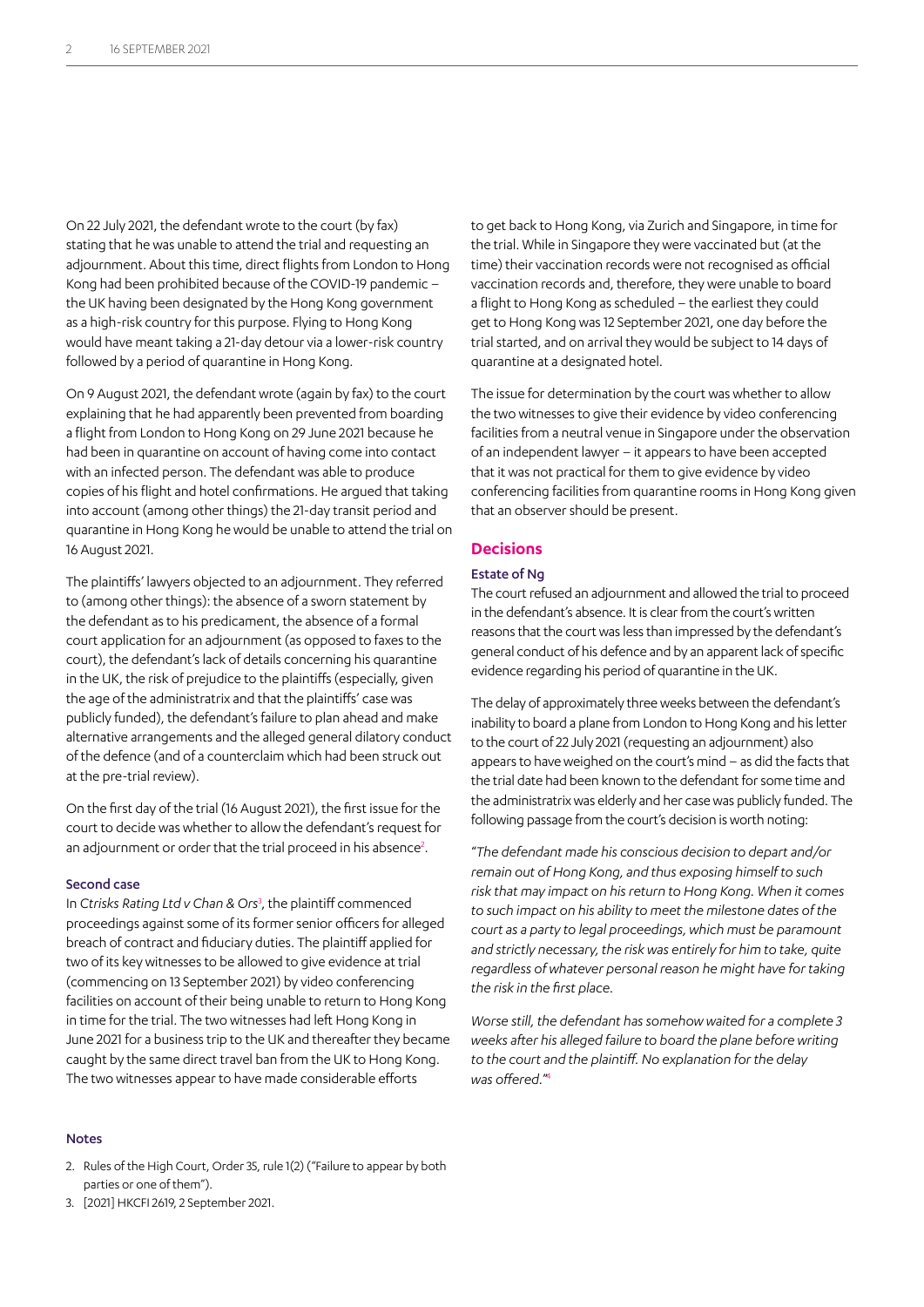On 22 July 2021, the defendant wrote to the court (by fax) stating that he was unable to attend the trial and requesting an adjournment. About this time, direct flights from London to Hong Kong had been prohibited because of the COVID-19 pandemic – the UK having been designated by the Hong Kong government as a high-risk country for this purpose. Flying to Hong Kong would have meant taking a 21-day detour via a lower-risk country followed by a period of quarantine in Hong Kong.

On 9 August 2021, the defendant wrote (again by fax) to the court explaining that he had apparently been prevented from boarding a flight from London to Hong Kong on 29 June 2021 because he had been in quarantine on account of having come into contact with an infected person. The defendant was able to produce copies of his flight and hotel confirmations. He argued that taking into account (among other things) the 21-day transit period and quarantine in Hong Kong he would be unable to attend the trial on 16 August 2021.

The plaintiffs' lawyers objected to an adjournment. They referred to (among other things): the absence of a sworn statement by the defendant as to his predicament, the absence of a formal court application for an adjournment (as opposed to faxes to the court), the defendant's lack of details concerning his quarantine in the UK, the risk of prejudice to the plaintiffs (especially, given the age of the administratrix and that the plaintiffs' case was publicly funded), the defendant's failure to plan ahead and make alternative arrangements and the alleged general dilatory conduct of the defence (and of a counterclaim which had been struck out at the pre-trial review).

On the first day of the trial (16 August 2021), the first issue for the court to decide was whether to allow the defendant's request for an adjournment or order that the trial proceed in his absence[2].

### Second case

In *Ctrisks Rating Ltd v Chan & Ors*[3], the plaintiff commenced proceedings against some of its former senior officers for alleged breach of contract and fiduciary duties. The plaintiff applied for two of its key witnesses to be allowed to give evidence at trial (commencing on 13 September 2021) by video conferencing facilities on account of their being unable to return to Hong Kong in time for the trial. The two witnesses had left Hong Kong in June 2021 for a business trip to the UK and thereafter they became caught by the same direct travel ban from the UK to Hong Kong. The two witnesses appear to have made considerable efforts to get back to Hong Kong, via Zurich and Singapore, in time for the trial. While in Singapore they were vaccinated but (at the time) their vaccination records were not recognised as official vaccination records and, therefore, they were unable to board a flight to Hong Kong as scheduled – the earliest they could get to Hong Kong was 12 September 2021, one day before the trial started, and on arrival they would be subject to 14 days of quarantine at a designated hotel.

The issue for determination by the court was whether to allow the two witnesses to give their evidence by video conferencing facilities from a neutral venue in Singapore under the observation of an independent lawyer – it appears to have been accepted that it was not practical for them to give evidence by video conferencing facilities from quarantine rooms in Hong Kong given that an observer should be present.

## Decisions

### Estate of Ng

The court refused an adjournment and allowed the trial to proceed in the defendant's absence. It is clear from the court's written reasons that the court was less than impressed by the defendant's general conduct of his defence and by an apparent lack of specific evidence regarding his period of quarantine in the UK.

The delay of approximately three weeks between the defendant's inability to board a plane from London to Hong Kong and his letter to the court of 22 July 2021 (requesting an adjournment) also appears to have weighed on the court's mind – as did the facts that the trial date had been known to the defendant for some time and the administratrix was elderly and her case was publicly funded. The following passage from the court's decision is worth noting:

"*The defendant made his conscious decision to depart and/or remain out of Hong Kong, and thus exposing himself to such risk that may impact on his return to Hong Kong. When it comes to such impact on his ability to meet the milestone dates of the court as a party to legal proceedings, which must be paramount and strictly necessary, the risk was entirely for him to take, quite regardless of whatever personal reason he might have for taking the risk in the first place.*

*Worse still, the defendant has somehow waited for a complete 3 weeks after his alleged failure to board the plane before writing to the court and the plaintiff. No explanation for the delay was offered.*"[4]

### Notes

2. Rules of the High Court, Order 35, rule 1(2) ("Failure to appear by both parties or one of them").
3. [2021] HKCFI 2619, 2 September 2021.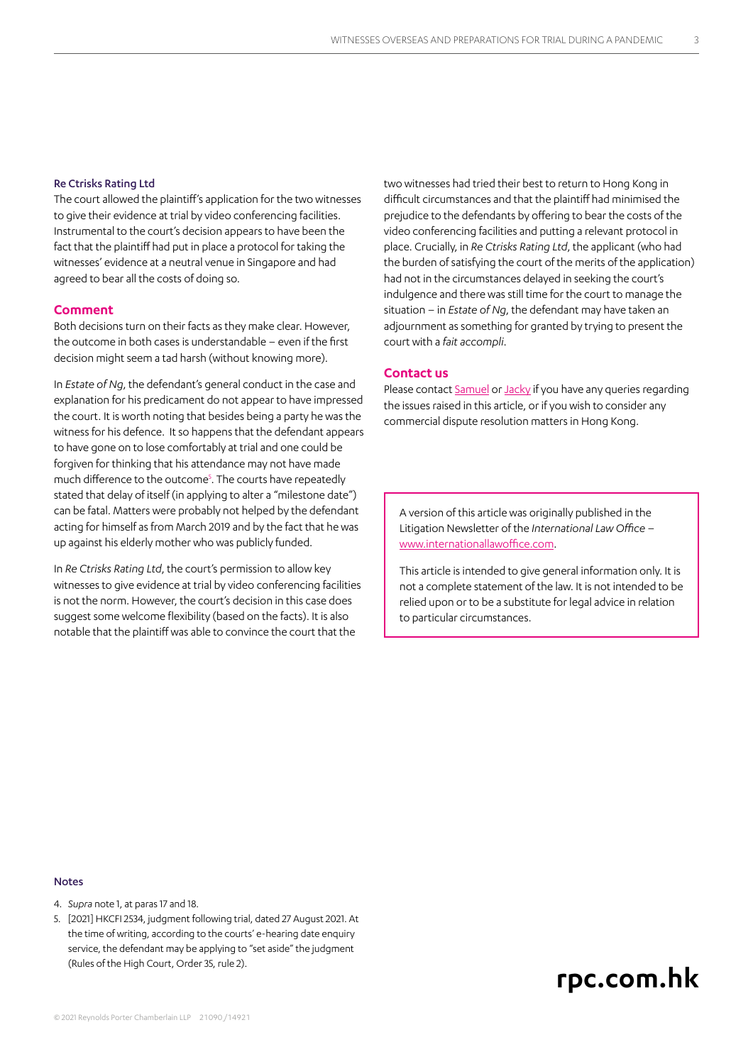### Re Ctrisks Rating Ltd

The court allowed the plaintiff's application for the two witnesses to give their evidence at trial by video conferencing facilities. Instrumental to the court's decision appears to have been the fact that the plaintiff had put in place a protocol for taking the witnesses' evidence at a neutral venue in Singapore and had agreed to bear all the costs of doing so.

## Comment

Both decisions turn on their facts as they make clear. However, the outcome in both cases is understandable – even if the first decision might seem a tad harsh (without knowing more).

In *Estate of Ng*, the defendant's general conduct in the case and explanation for his predicament do not appear to have impressed the court. It is worth noting that besides being a party he was the witness for his defence. It so happens that the defendant appears to have gone on to lose comfortably at trial and one could be forgiven for thinking that his attendance may not have made much difference to the outcome[5]. The courts have repeatedly stated that delay of itself (in applying to alter a "milestone date") can be fatal. Matters were probably not helped by the defendant acting for himself as from March 2019 and by the fact that he was up against his elderly mother who was publicly funded.

In *Re Ctrisks Rating Ltd*, the court's permission to allow key witnesses to give evidence at trial by video conferencing facilities is not the norm. However, the court's decision in this case does suggest some welcome flexibility (based on the facts). It is also notable that the plaintiff was able to convince the court that the two witnesses had tried their best to return to Hong Kong in difficult circumstances and that the plaintiff had minimised the prejudice to the defendants by offering to bear the costs of the video conferencing facilities and putting a relevant protocol in place. Crucially, in *Re Ctrisks Rating Ltd*, the applicant (who had the burden of satisfying the court of the merits of the application) had not in the circumstances delayed in seeking the court's indulgence and there was still time for the court to manage the situation – in *Estate of Ng*, the defendant may have taken an adjournment as something for granted by trying to present the court with a *fait accompli*.

## Contact us

Please contact Samuel or Jacky if you have any queries regarding the issues raised in this article, or if you wish to consider any commercial dispute resolution matters in Hong Kong.

A version of this article was originally published in the Litigation Newsletter of the *International Law Office* – www.internationallawoffice.com.

This article is intended to give general information only. It is not a complete statement of the law. It is not intended to be relied upon or to be a substitute for legal advice in relation to particular circumstances.

### Notes

4. *Supra* note 1, at paras 17 and 18.
5. [2021] HKCFI 2534, judgment following trial, dated 27 August 2021. At the time of writing, according to the courts' e-hearing date enquiry service, the defendant may be applying to "set aside" the judgment (Rules of the High Court, Order 35, rule 2).

**rpc.com.hk**

© 2021 Reynolds Porter Chamberlain LLP 21090 / 14921